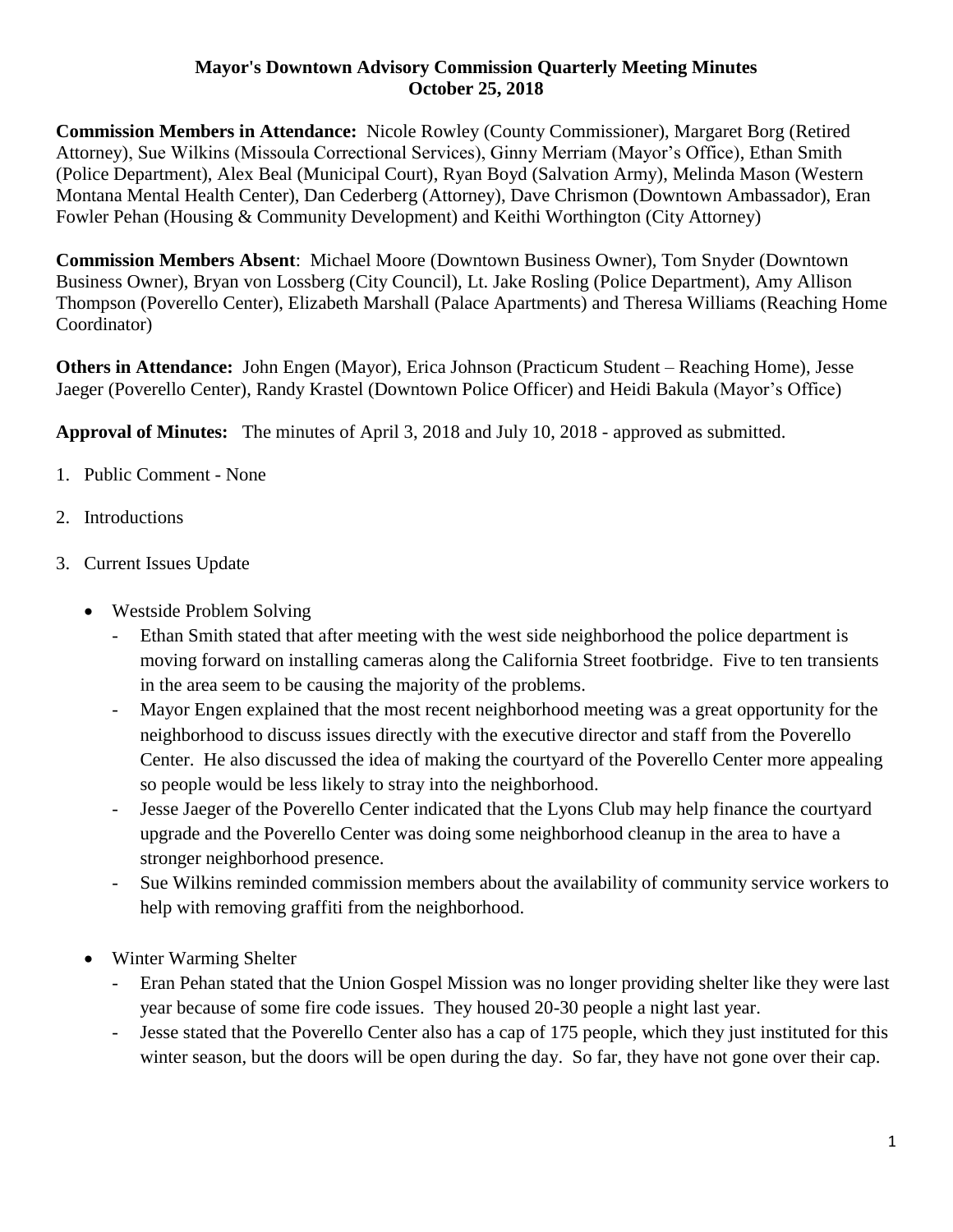**Mayor's Downtown Advisory Commission Quarterly Meeting Minutes**
**October 25, 2018**

**Commission Members in Attendance:** Nicole Rowley (County Commissioner), Margaret Borg (Retired Attorney), Sue Wilkins (Missoula Correctional Services), Ginny Merriam (Mayor's Office), Ethan Smith (Police Department), Alex Beal (Municipal Court), Ryan Boyd (Salvation Army), Melinda Mason (Western Montana Mental Health Center), Dan Cederberg (Attorney), Dave Chrismon (Downtown Ambassador), Eran Fowler Pehan (Housing & Community Development) and Keithi Worthington (City Attorney)

**Commission Members Absent**: Michael Moore (Downtown Business Owner), Tom Snyder (Downtown Business Owner), Bryan von Lossberg (City Council), Lt. Jake Rosling (Police Department), Amy Allison Thompson (Poverello Center), Elizabeth Marshall (Palace Apartments) and Theresa Williams (Reaching Home Coordinator)

**Others in Attendance:** John Engen (Mayor), Erica Johnson (Practicum Student – Reaching Home), Jesse Jaeger (Poverello Center), Randy Krastel (Downtown Police Officer) and Heidi Bakula (Mayor's Office)

**Approval of Minutes:** The minutes of April 3, 2018 and July 10, 2018 - approved as submitted.

1. Public Comment - None
2. Introductions
3. Current Issues Update
   - Westside Problem Solving
     - Ethan Smith stated that after meeting with the west side neighborhood the police department is moving forward on installing cameras along the California Street footbridge. Five to ten transients in the area seem to be causing the majority of the problems.
     - Mayor Engen explained that the most recent neighborhood meeting was a great opportunity for the neighborhood to discuss issues directly with the executive director and staff from the Poverello Center. He also discussed the idea of making the courtyard of the Poverello Center more appealing so people would be less likely to stray into the neighborhood.
     - Jesse Jaeger of the Poverello Center indicated that the Lyons Club may help finance the courtyard upgrade and the Poverello Center was doing some neighborhood cleanup in the area to have a stronger neighborhood presence.
     - Sue Wilkins reminded commission members about the availability of community service workers to help with removing graffiti from the neighborhood.
   - Winter Warming Shelter
     - Eran Pehan stated that the Union Gospel Mission was no longer providing shelter like they were last year because of some fire code issues. They housed 20-30 people a night last year.
     - Jesse stated that the Poverello Center also has a cap of 175 people, which they just instituted for this winter season, but the doors will be open during the day. So far, they have not gone over their cap.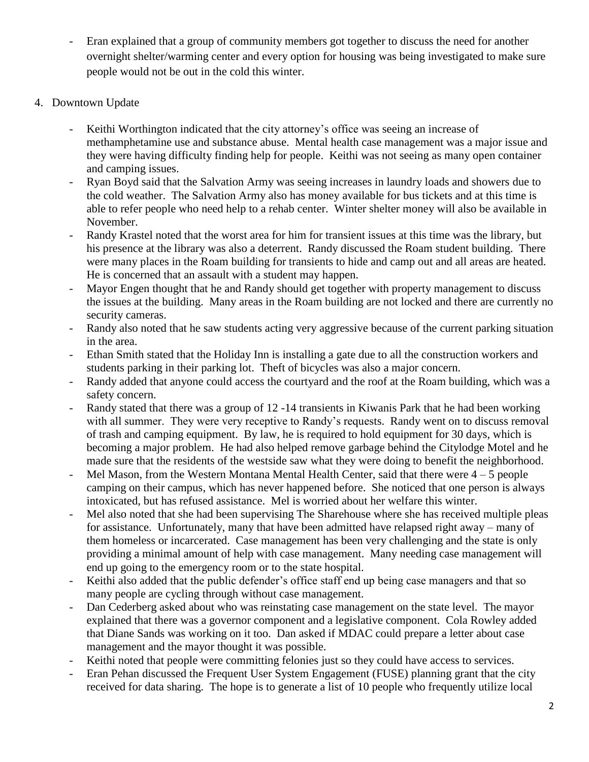- Eran explained that a group of community members got together to discuss the need for another overnight shelter/warming center and every option for housing was being investigated to make sure people would not be out in the cold this winter.

4. Downtown Update

- Keithi Worthington indicated that the city attorney's office was seeing an increase of methamphetamine use and substance abuse. Mental health case management was a major issue and they were having difficulty finding help for people. Keithi was not seeing as many open container and camping issues.
- Ryan Boyd said that the Salvation Army was seeing increases in laundry loads and showers due to the cold weather. The Salvation Army also has money available for bus tickets and at this time is able to refer people who need help to a rehab center. Winter shelter money will also be available in November.
- Randy Krastel noted that the worst area for him for transient issues at this time was the library, but his presence at the library was also a deterrent. Randy discussed the Roam student building. There were many places in the Roam building for transients to hide and camp out and all areas are heated. He is concerned that an assault with a student may happen.
- Mayor Engen thought that he and Randy should get together with property management to discuss the issues at the building. Many areas in the Roam building are not locked and there are currently no security cameras.
- Randy also noted that he saw students acting very aggressive because of the current parking situation in the area.
- Ethan Smith stated that the Holiday Inn is installing a gate due to all the construction workers and students parking in their parking lot. Theft of bicycles was also a major concern.
- Randy added that anyone could access the courtyard and the roof at the Roam building, which was a safety concern.
- Randy stated that there was a group of 12 -14 transients in Kiwanis Park that he had been working with all summer. They were very receptive to Randy's requests. Randy went on to discuss removal of trash and camping equipment. By law, he is required to hold equipment for 30 days, which is becoming a major problem. He had also helped remove garbage behind the Citylodge Motel and he made sure that the residents of the westside saw what they were doing to benefit the neighborhood.
- Mel Mason, from the Western Montana Mental Health Center, said that there were 4 – 5 people camping on their campus, which has never happened before. She noticed that one person is always intoxicated, but has refused assistance. Mel is worried about her welfare this winter.
- Mel also noted that she had been supervising The Sharehouse where she has received multiple pleas for assistance. Unfortunately, many that have been admitted have relapsed right away – many of them homeless or incarcerated. Case management has been very challenging and the state is only providing a minimal amount of help with case management. Many needing case management will end up going to the emergency room or to the state hospital.
- Keithi also added that the public defender's office staff end up being case managers and that so many people are cycling through without case management.
- Dan Cederberg asked about who was reinstating case management on the state level. The mayor explained that there was a governor component and a legislative component. Cola Rowley added that Diane Sands was working on it too. Dan asked if MDAC could prepare a letter about case management and the mayor thought it was possible.
- Keithi noted that people were committing felonies just so they could have access to services.
- Eran Pehan discussed the Frequent User System Engagement (FUSE) planning grant that the city received for data sharing. The hope is to generate a list of 10 people who frequently utilize local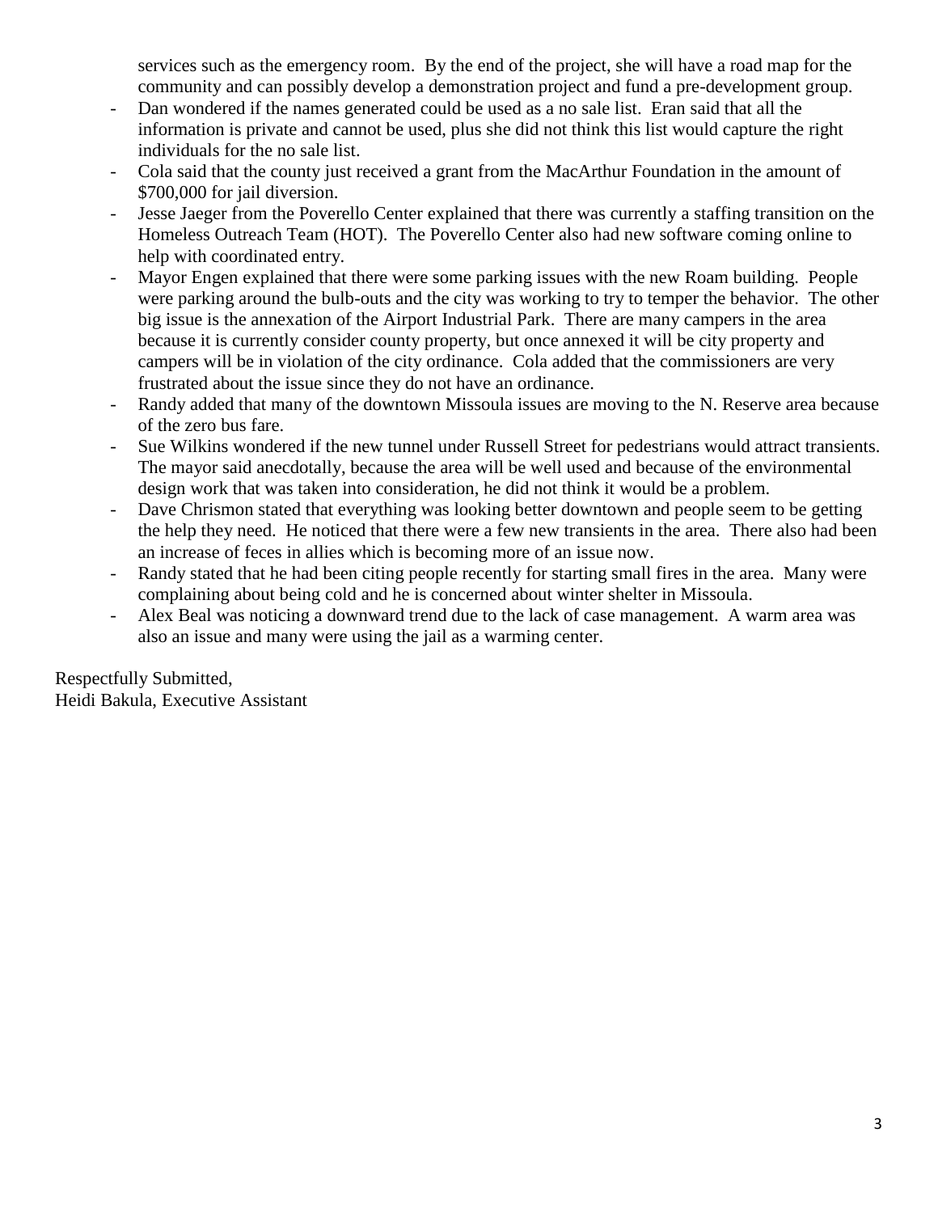services such as the emergency room. By the end of the project, she will have a road map for the community and can possibly develop a demonstration project and fund a pre-development group.

- Dan wondered if the names generated could be used as a no sale list. Eran said that all the information is private and cannot be used, plus she did not think this list would capture the right individuals for the no sale list.
- Cola said that the county just received a grant from the MacArthur Foundation in the amount of $700,000 for jail diversion.
- Jesse Jaeger from the Poverello Center explained that there was currently a staffing transition on the Homeless Outreach Team (HOT). The Poverello Center also had new software coming online to help with coordinated entry.
- Mayor Engen explained that there were some parking issues with the new Roam building. People were parking around the bulb-outs and the city was working to try to temper the behavior. The other big issue is the annexation of the Airport Industrial Park. There are many campers in the area because it is currently consider county property, but once annexed it will be city property and campers will be in violation of the city ordinance. Cola added that the commissioners are very frustrated about the issue since they do not have an ordinance.
- Randy added that many of the downtown Missoula issues are moving to the N. Reserve area because of the zero bus fare.
- Sue Wilkins wondered if the new tunnel under Russell Street for pedestrians would attract transients. The mayor said anecdotally, because the area will be well used and because of the environmental design work that was taken into consideration, he did not think it would be a problem.
- Dave Chrismon stated that everything was looking better downtown and people seem to be getting the help they need. He noticed that there were a few new transients in the area. There also had been an increase of feces in allies which is becoming more of an issue now.
- Randy stated that he had been citing people recently for starting small fires in the area. Many were complaining about being cold and he is concerned about winter shelter in Missoula.
- Alex Beal was noticing a downward trend due to the lack of case management. A warm area was also an issue and many were using the jail as a warming center.

Respectfully Submitted,
Heidi Bakula, Executive Assistant